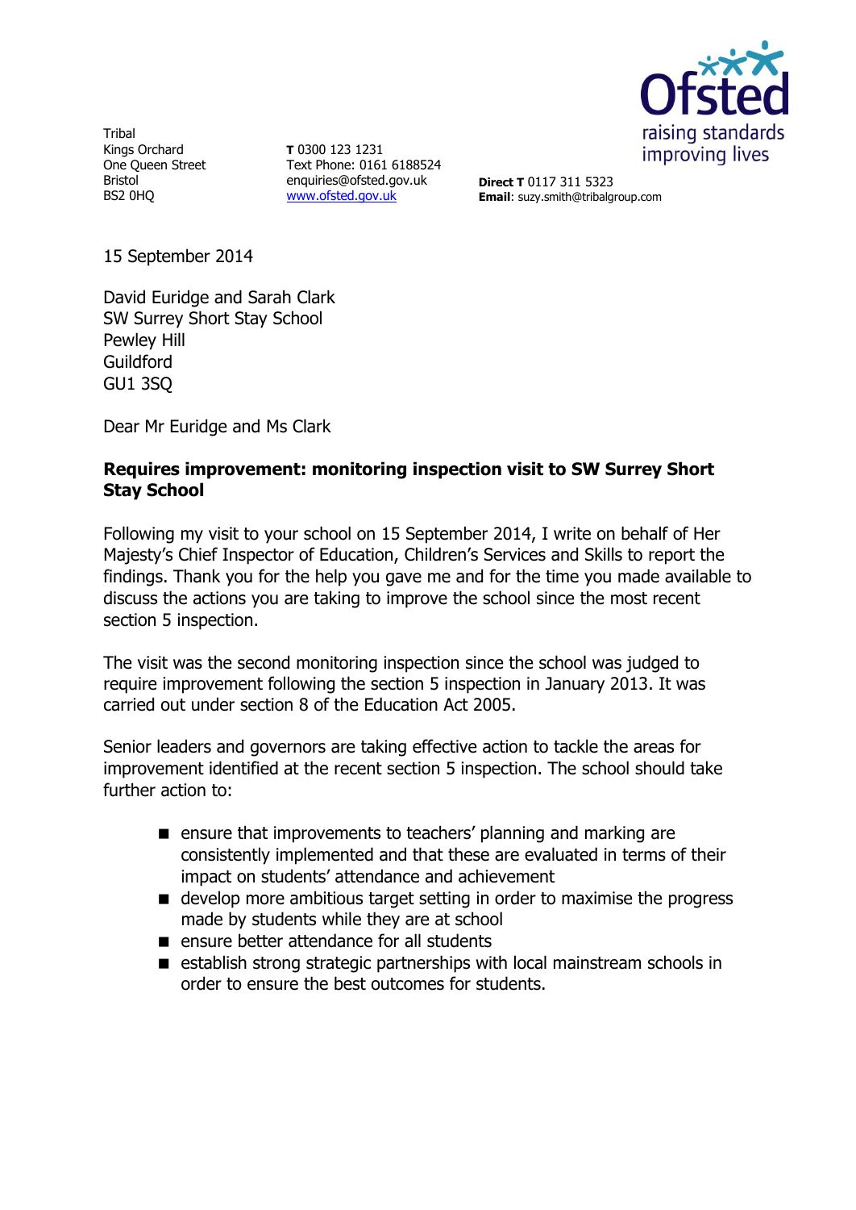Tribal
Kings Orchard
One Queen Street
Bristol
BS2 0HQ

**T** 0300 123 1231
Text Phone: 0161 6188524
enquiries@ofsted.gov.uk
www.ofsted.gov.uk

**Direct T** 0117 311 5323
**Email**: suzy.smith@tribalgroup.com

15 September 2014

David Euridge and Sarah Clark
SW Surrey Short Stay School
Pewley Hill
Guildford
GU1 3SQ

Dear Mr Euridge and Ms Clark

**Requires improvement: monitoring inspection visit to SW Surrey Short Stay School**

Following my visit to your school on 15 September 2014, I write on behalf of Her Majesty's Chief Inspector of Education, Children's Services and Skills to report the findings. Thank you for the help you gave me and for the time you made available to discuss the actions you are taking to improve the school since the most recent section 5 inspection.

The visit was the second monitoring inspection since the school was judged to require improvement following the section 5 inspection in January 2013. It was carried out under section 8 of the Education Act 2005.

Senior leaders and governors are taking effective action to tackle the areas for improvement identified at the recent section 5 inspection. The school should take further action to:

- ensure that improvements to teachers' planning and marking are consistently implemented and that these are evaluated in terms of their impact on students' attendance and achievement
- develop more ambitious target setting in order to maximise the progress made by students while they are at school
- ensure better attendance for all students
- establish strong strategic partnerships with local mainstream schools in order to ensure the best outcomes for students.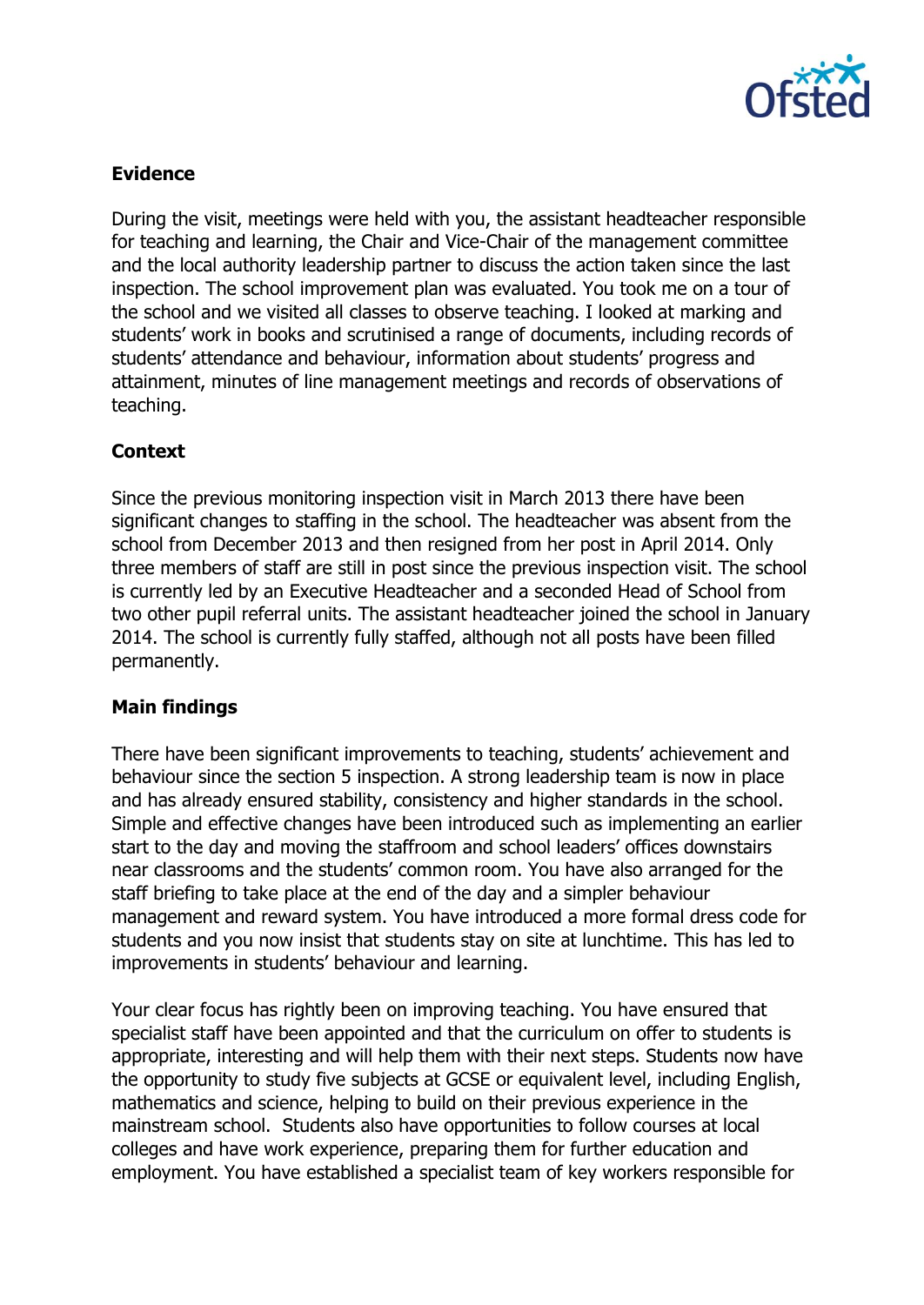**Evidence**

During the visit, meetings were held with you, the assistant headteacher responsible for teaching and learning, the Chair and Vice-Chair of the management committee and the local authority leadership partner to discuss the action taken since the last inspection. The school improvement plan was evaluated. You took me on a tour of the school and we visited all classes to observe teaching. I looked at marking and students' work in books and scrutinised a range of documents, including records of students' attendance and behaviour, information about students' progress and attainment, minutes of line management meetings and records of observations of teaching.

**Context**

Since the previous monitoring inspection visit in March 2013 there have been significant changes to staffing in the school. The headteacher was absent from the school from December 2013 and then resigned from her post in April 2014. Only three members of staff are still in post since the previous inspection visit. The school is currently led by an Executive Headteacher and a seconded Head of School from two other pupil referral units. The assistant headteacher joined the school in January 2014. The school is currently fully staffed, although not all posts have been filled permanently.

**Main findings**

There have been significant improvements to teaching, students' achievement and behaviour since the section 5 inspection. A strong leadership team is now in place and has already ensured stability, consistency and higher standards in the school. Simple and effective changes have been introduced such as implementing an earlier start to the day and moving the staffroom and school leaders' offices downstairs near classrooms and the students' common room. You have also arranged for the staff briefing to take place at the end of the day and a simpler behaviour management and reward system. You have introduced a more formal dress code for students and you now insist that students stay on site at lunchtime. This has led to improvements in students' behaviour and learning.

Your clear focus has rightly been on improving teaching. You have ensured that specialist staff have been appointed and that the curriculum on offer to students is appropriate, interesting and will help them with their next steps. Students now have the opportunity to study five subjects at GCSE or equivalent level, including English, mathematics and science, helping to build on their previous experience in the mainstream school. Students also have opportunities to follow courses at local colleges and have work experience, preparing them for further education and employment. You have established a specialist team of key workers responsible for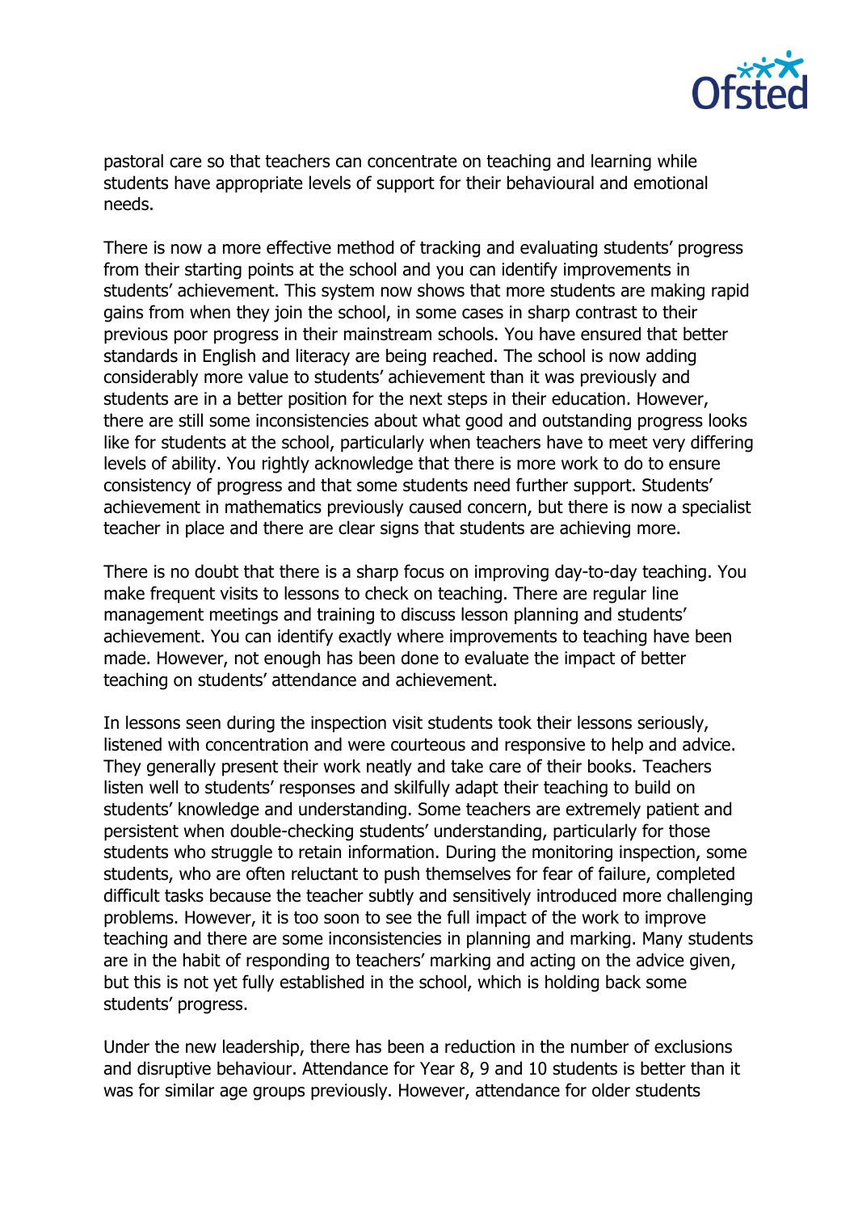pastoral care so that teachers can concentrate on teaching and learning while students have appropriate levels of support for their behavioural and emotional needs.

There is now a more effective method of tracking and evaluating students' progress from their starting points at the school and you can identify improvements in students' achievement. This system now shows that more students are making rapid gains from when they join the school, in some cases in sharp contrast to their previous poor progress in their mainstream schools. You have ensured that better standards in English and literacy are being reached. The school is now adding considerably more value to students' achievement than it was previously and students are in a better position for the next steps in their education. However, there are still some inconsistencies about what good and outstanding progress looks like for students at the school, particularly when teachers have to meet very differing levels of ability. You rightly acknowledge that there is more work to do to ensure consistency of progress and that some students need further support. Students' achievement in mathematics previously caused concern, but there is now a specialist teacher in place and there are clear signs that students are achieving more.

There is no doubt that there is a sharp focus on improving day-to-day teaching. You make frequent visits to lessons to check on teaching. There are regular line management meetings and training to discuss lesson planning and students' achievement. You can identify exactly where improvements to teaching have been made. However, not enough has been done to evaluate the impact of better teaching on students' attendance and achievement.

In lessons seen during the inspection visit students took their lessons seriously, listened with concentration and were courteous and responsive to help and advice. They generally present their work neatly and take care of their books. Teachers listen well to students' responses and skilfully adapt their teaching to build on students' knowledge and understanding. Some teachers are extremely patient and persistent when double-checking students' understanding, particularly for those students who struggle to retain information. During the monitoring inspection, some students, who are often reluctant to push themselves for fear of failure, completed difficult tasks because the teacher subtly and sensitively introduced more challenging problems. However, it is too soon to see the full impact of the work to improve teaching and there are some inconsistencies in planning and marking. Many students are in the habit of responding to teachers' marking and acting on the advice given, but this is not yet fully established in the school, which is holding back some students' progress.

Under the new leadership, there has been a reduction in the number of exclusions and disruptive behaviour. Attendance for Year 8, 9 and 10 students is better than it was for similar age groups previously. However, attendance for older students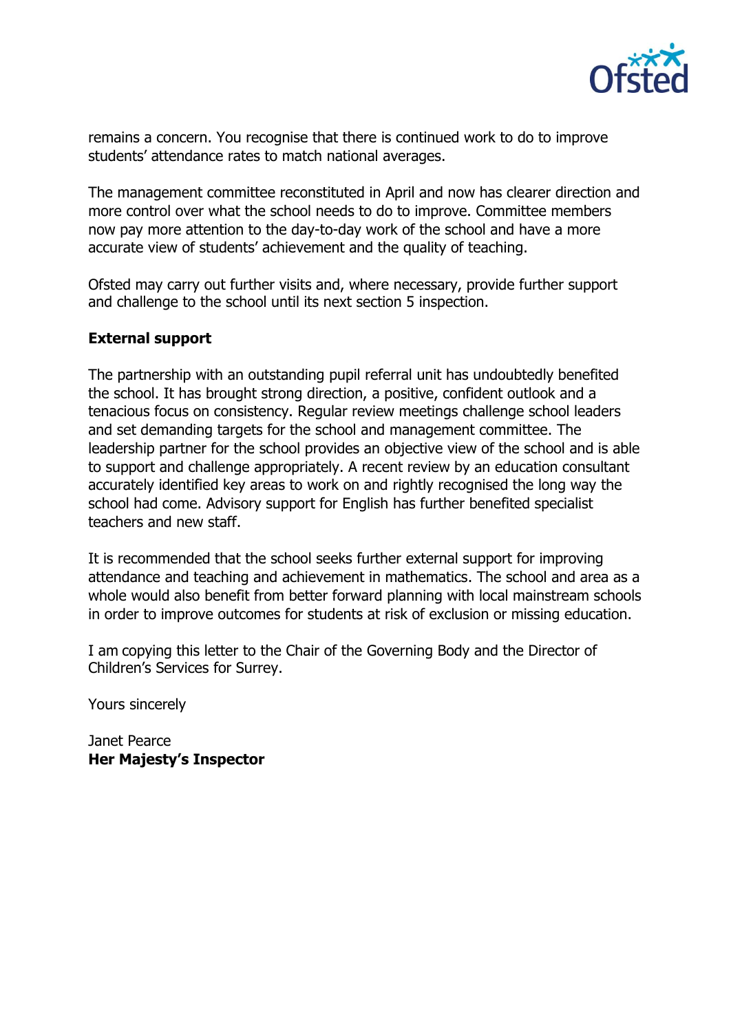remains a concern. You recognise that there is continued work to do to improve students' attendance rates to match national averages.

The management committee reconstituted in April and now has clearer direction and more control over what the school needs to do to improve. Committee members now pay more attention to the day-to-day work of the school and have a more accurate view of students' achievement and the quality of teaching.

Ofsted may carry out further visits and, where necessary, provide further support and challenge to the school until its next section 5 inspection.

**External support**

The partnership with an outstanding pupil referral unit has undoubtedly benefited the school. It has brought strong direction, a positive, confident outlook and a tenacious focus on consistency. Regular review meetings challenge school leaders and set demanding targets for the school and management committee. The leadership partner for the school provides an objective view of the school and is able to support and challenge appropriately. A recent review by an education consultant accurately identified key areas to work on and rightly recognised the long way the school had come. Advisory support for English has further benefited specialist teachers and new staff.

It is recommended that the school seeks further external support for improving attendance and teaching and achievement in mathematics. The school and area as a whole would also benefit from better forward planning with local mainstream schools in order to improve outcomes for students at risk of exclusion or missing education.

I am copying this letter to the Chair of the Governing Body and the Director of Children's Services for Surrey.

Yours sincerely

Janet Pearce
**Her Majesty's Inspector**